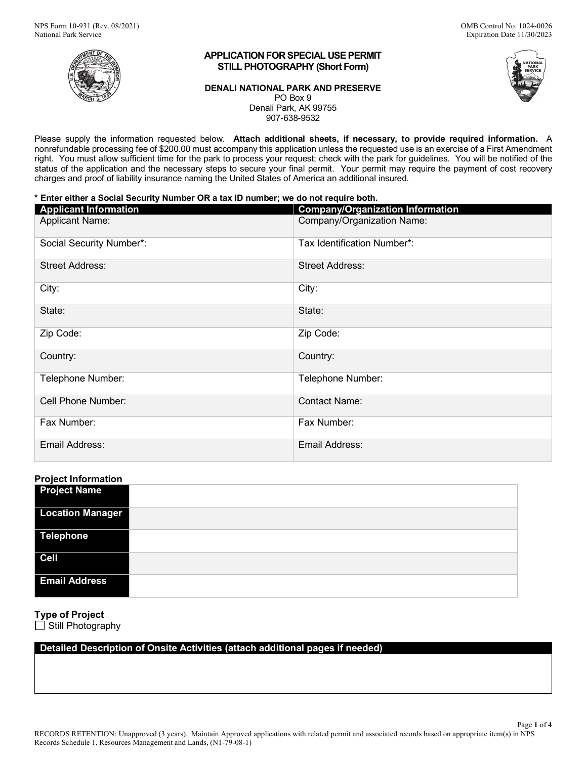NPS Form 10-931 (Rev. 08/2021)
National Park Service

OMB Control No. 1024-0026
Expiration Date 11/30/2023

# APPLICATION FOR SPECIAL USE PERMIT
## STILL PHOTOGRAPHY (Short Form)

**DENALI NATIONAL PARK AND PRESERVE**
PO Box 9
Denali Park, AK 99755
907-638-9532

Please supply the information requested below. **Attach additional sheets, if necessary, to provide required information.** A nonrefundable processing fee of $200.00 must accompany this application unless the requested use is an exercise of a First Amendment right. You must allow sufficient time for the park to process your request; check with the park for guidelines. You will be notified of the status of the application and the necessary steps to secure your final permit. Your permit may require the payment of cost recovery charges and proof of liability insurance naming the United States of America an additional insured.

**\* Enter either a Social Security Number OR a tax ID number; we do not require both.**

| Applicant Information | Company/Organization Information |
|---|---|
| Applicant Name: | Company/Organization Name: |
| Social Security Number*: | Tax Identification Number*: |
| Street Address: | Street Address: |
| City: | City: |
| State: | State: |
| Zip Code: | Zip Code: |
| Country: | Country: |
| Telephone Number: | Telephone Number: |
| Cell Phone Number: | Contact Name: |
| Fax Number: | Fax Number: |
| Email Address: | Email Address: |

**Project Information**

| Field | |
|---|---|
| **Project Name** | |
| **Location Manager** | |
| **Telephone** | |
| **Cell** | |
| **Email Address** | |

**Type of Project**

☐ Still Photography

| Detailed Description of Onsite Activities (attach additional pages if needed) |
|---|
| |

RECORDS RETENTION: Unapproved (3 years). Maintain Approved applications with related permit and associated records based on appropriate item(s) in NPS Records Schedule 1, Resources Management and Lands, (N1-79-08-1)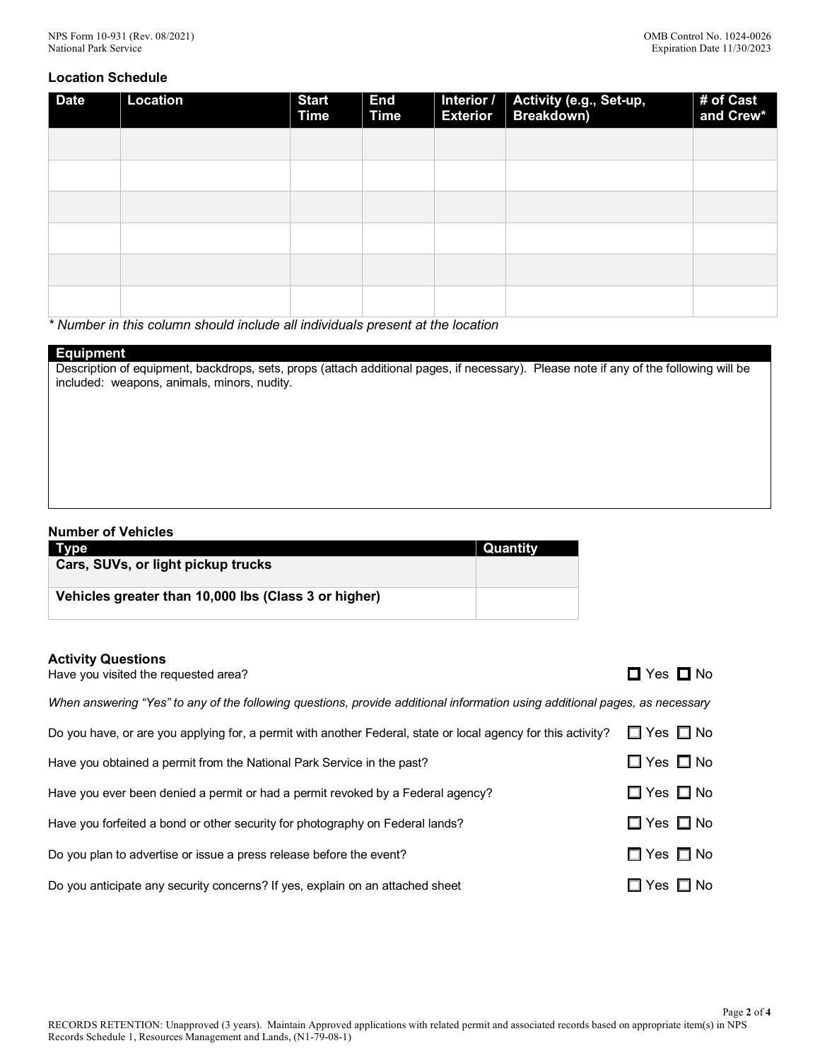## Location Schedule

| Date | Location | Start Time | End Time | Interior / Exterior | Activity (e.g., Set-up, Breakdown) | # of Cast and Crew* |
|---|---|---|---|---|---|---|
| | | | | | | |
| | | | | | | |
| | | | | | | |
| | | | | | | |
| | | | | | | |
| | | | | | | |

*\* Number in this column should include all individuals present at the location*

## Equipment

Description of equipment, backdrops, sets, props (attach additional pages, if necessary). Please note if any of the following will be included: weapons, animals, minors, nudity.

## Number of Vehicles

| Type | Quantity |
|---|---|
| **Cars, SUVs, or light pickup trucks** | |
| **Vehicles greater than 10,000 lbs (Class 3 or higher)** | |

## Activity Questions

Have you visited the requested area? ☐ Yes ☐ No

*When answering "Yes" to any of the following questions, provide additional information using additional pages, as necessary*

Do you have, or are you applying for, a permit with another Federal, state or local agency for this activity? ☐ Yes ☐ No

Have you obtained a permit from the National Park Service in the past? ☐ Yes ☐ No

Have you ever been denied a permit or had a permit revoked by a Federal agency? ☐ Yes ☐ No

Have you forfeited a bond or other security for photography on Federal lands? ☐ Yes ☐ No

Do you plan to advertise or issue a press release before the event? ☐ Yes ☐ No

Do you anticipate any security concerns? If yes, explain on an attached sheet ☐ Yes ☐ No

RECORDS RETENTION: Unapproved (3 years). Maintain Approved applications with related permit and associated records based on appropriate item(s) in NPS Records Schedule 1, Resources Management and Lands, (N1-79-08-1)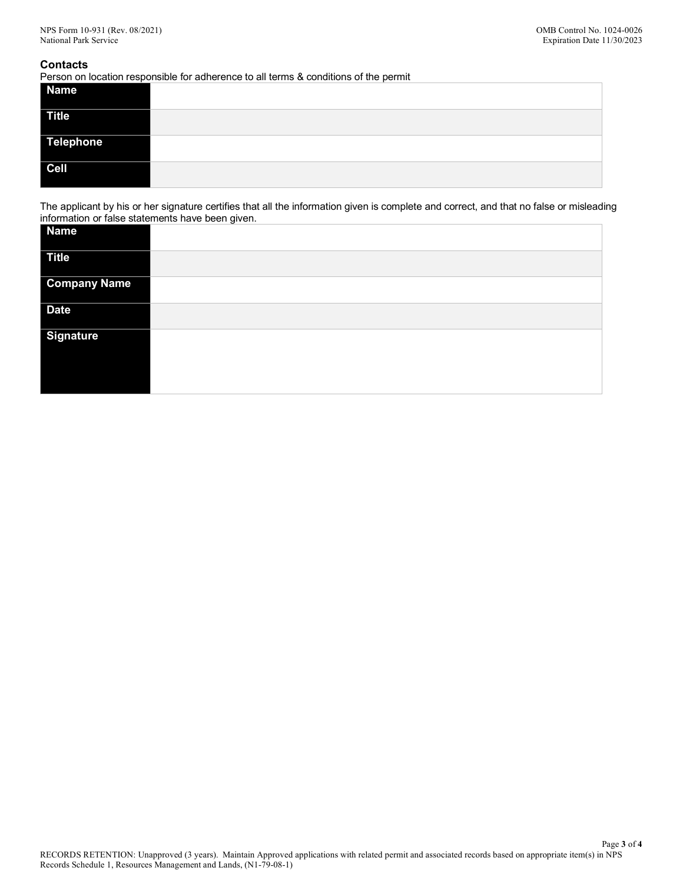### Contacts

Person on location responsible for adherence to all terms & conditions of the permit

| | |
|---|---|
| **Name** | |
| **Title** | |
| **Telephone** | |
| **Cell** | |

The applicant by his or her signature certifies that all the information given is complete and correct, and that no false or misleading information or false statements have been given.

| | |
|---|---|
| **Name** | |
| **Title** | |
| **Company Name** | |
| **Date** | |
| **Signature** | |

RECORDS RETENTION: Unapproved (3 years). Maintain Approved applications with related permit and associated records based on appropriate item(s) in NPS Records Schedule 1, Resources Management and Lands, (N1-79-08-1)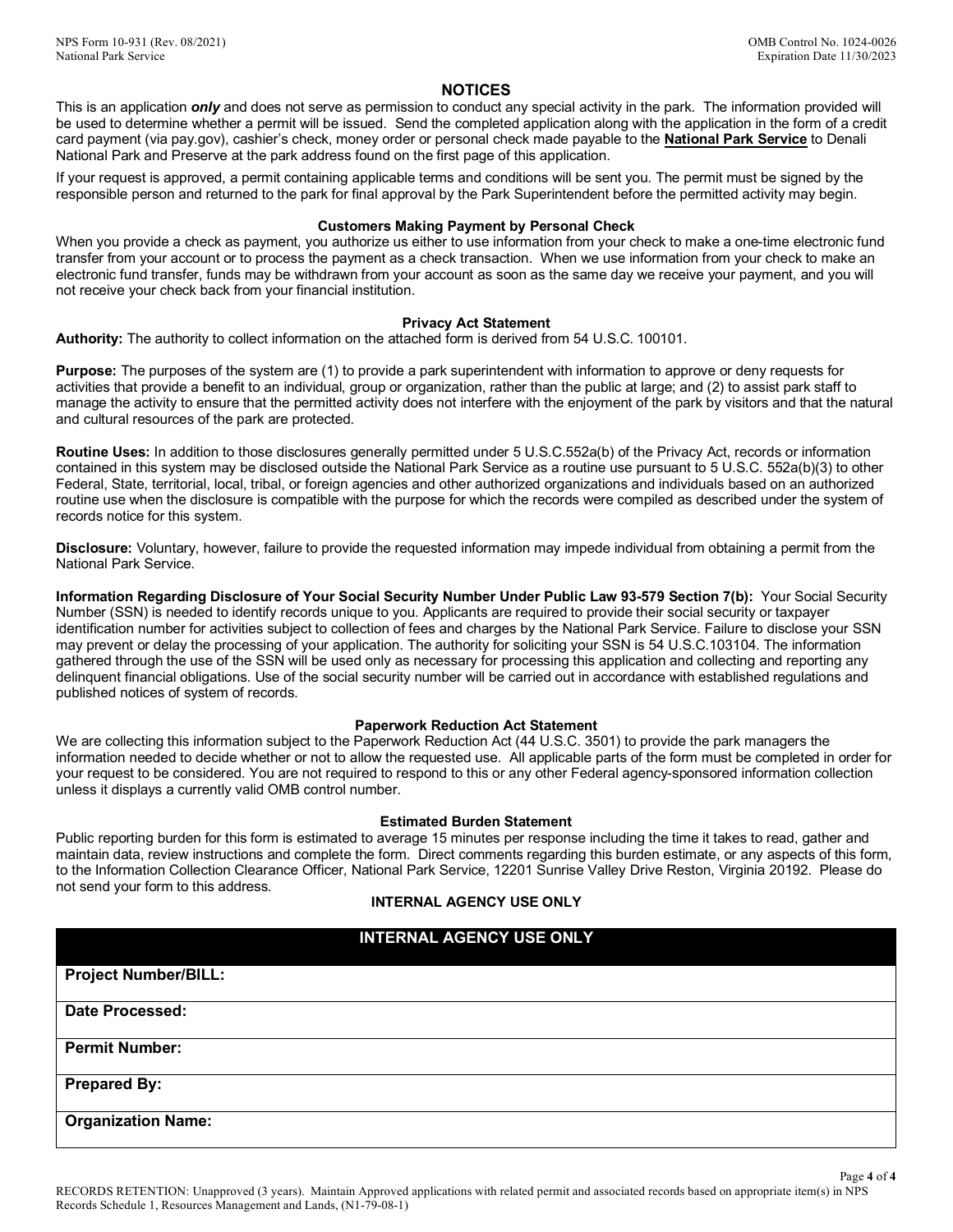## NOTICES

This is an application ***only*** and does not serve as permission to conduct any special activity in the park. The information provided will be used to determine whether a permit will be issued. Send the completed application along with the application in the form of a credit card payment (via pay.gov), cashier's check, money order or personal check made payable to the **National Park Service** to Denali National Park and Preserve at the park address found on the first page of this application.

If your request is approved, a permit containing applicable terms and conditions will be sent you. The permit must be signed by the responsible person and returned to the park for final approval by the Park Superintendent before the permitted activity may begin.

### Customers Making Payment by Personal Check

When you provide a check as payment, you authorize us either to use information from your check to make a one-time electronic fund transfer from your account or to process the payment as a check transaction. When we use information from your check to make an electronic fund transfer, funds may be withdrawn from your account as soon as the same day we receive your payment, and you will not receive your check back from your financial institution.

### Privacy Act Statement

**Authority:** The authority to collect information on the attached form is derived from 54 U.S.C. 100101.

**Purpose:** The purposes of the system are (1) to provide a park superintendent with information to approve or deny requests for activities that provide a benefit to an individual, group or organization, rather than the public at large; and (2) to assist park staff to manage the activity to ensure that the permitted activity does not interfere with the enjoyment of the park by visitors and that the natural and cultural resources of the park are protected.

**Routine Uses:** In addition to those disclosures generally permitted under 5 U.S.C.552a(b) of the Privacy Act, records or information contained in this system may be disclosed outside the National Park Service as a routine use pursuant to 5 U.S.C. 552a(b)(3) to other Federal, State, territorial, local, tribal, or foreign agencies and other authorized organizations and individuals based on an authorized routine use when the disclosure is compatible with the purpose for which the records were compiled as described under the system of records notice for this system.

**Disclosure:** Voluntary, however, failure to provide the requested information may impede individual from obtaining a permit from the National Park Service.

**Information Regarding Disclosure of Your Social Security Number Under Public Law 93-579 Section 7(b):** Your Social Security Number (SSN) is needed to identify records unique to you. Applicants are required to provide their social security or taxpayer identification number for activities subject to collection of fees and charges by the National Park Service. Failure to disclose your SSN may prevent or delay the processing of your application. The authority for soliciting your SSN is 54 U.S.C.103104. The information gathered through the use of the SSN will be used only as necessary for processing this application and collecting and reporting any delinquent financial obligations. Use of the social security number will be carried out in accordance with established regulations and published notices of system of records.

### Paperwork Reduction Act Statement

We are collecting this information subject to the Paperwork Reduction Act (44 U.S.C. 3501) to provide the park managers the information needed to decide whether or not to allow the requested use. All applicable parts of the form must be completed in order for your request to be considered. You are not required to respond to this or any other Federal agency-sponsored information collection unless it displays a currently valid OMB control number.

### Estimated Burden Statement

Public reporting burden for this form is estimated to average 15 minutes per response including the time it takes to read, gather and maintain data, review instructions and complete the form. Direct comments regarding this burden estimate, or any aspects of this form, to the Information Collection Clearance Officer, National Park Service, 12201 Sunrise Valley Drive Reston, Virginia 20192. Please do not send your form to this address.

**INTERNAL AGENCY USE ONLY**

| INTERNAL AGENCY USE ONLY |
|---|
| **Project Number/BILL:** |
| **Date Processed:** |
| **Permit Number:** |
| **Prepared By:** |
| **Organization Name:** |

RECORDS RETENTION: Unapproved (3 years). Maintain Approved applications with related permit and associated records based on appropriate item(s) in NPS Records Schedule 1, Resources Management and Lands, (N1-79-08-1)